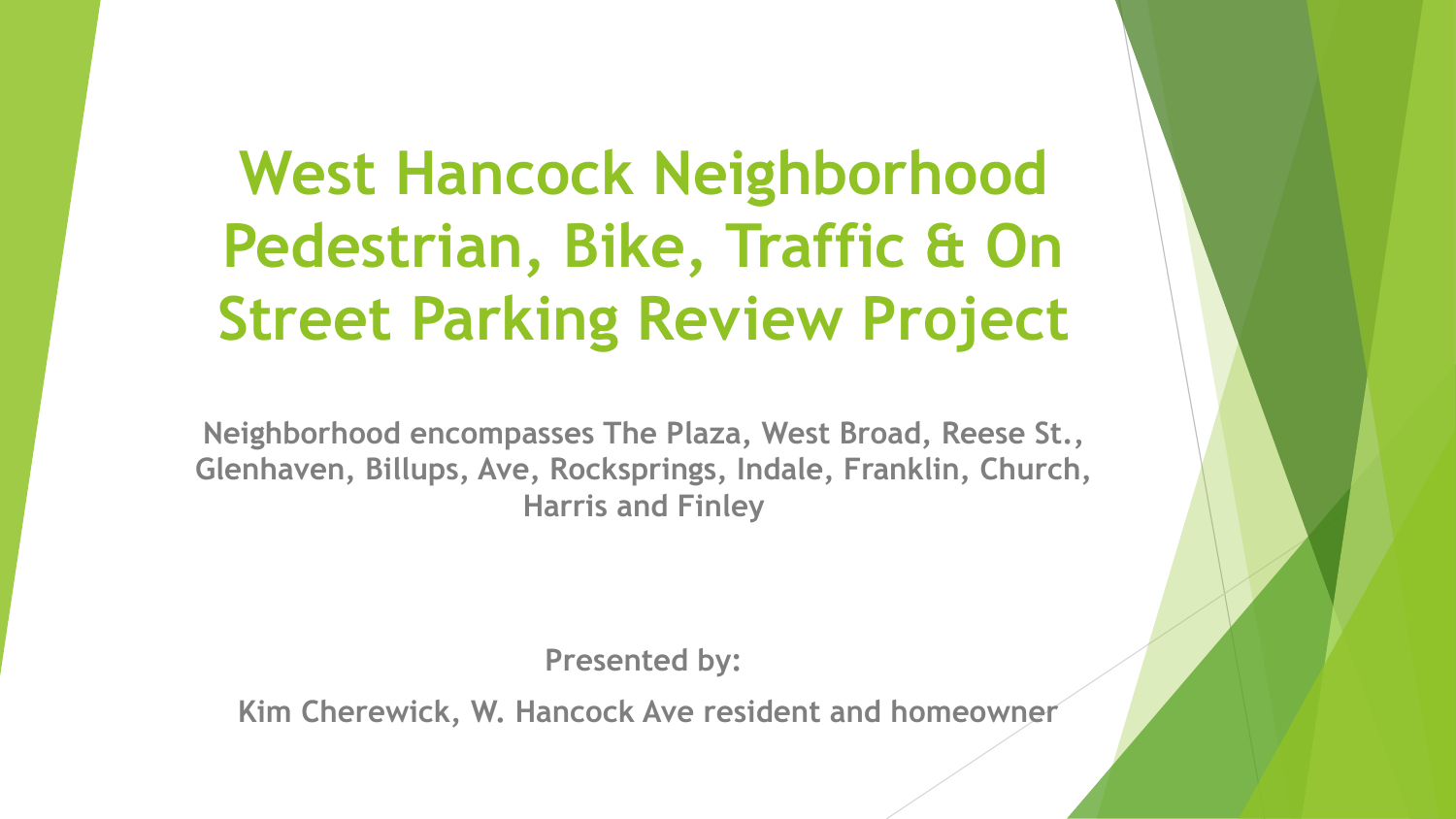# West Hancock Neighborhood Pedestrian, Bike, Traffic & On Street Parking Review Project

**Neighborhood encompasses The Plaza, West Broad, Reese St., Glenhaven, Billups, Ave, Rocksprings, Indale, Franklin, Church, Harris and Finley**

**Presented by:**

**Kim Cherewick, W. Hancock Ave resident and homeowner**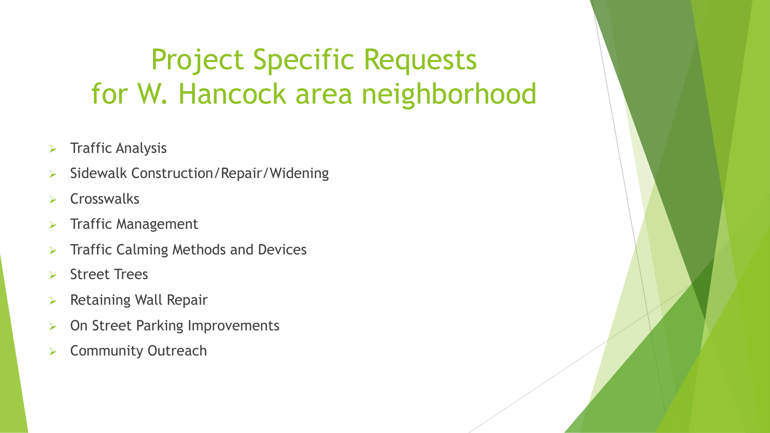# Project Specific Requests for W. Hancock area neighborhood

- Traffic Analysis
- Sidewalk Construction/Repair/Widening
- Crosswalks
- Traffic Management
- Traffic Calming Methods and Devices
- Street Trees
- Retaining Wall Repair
- On Street Parking Improvements
- Community Outreach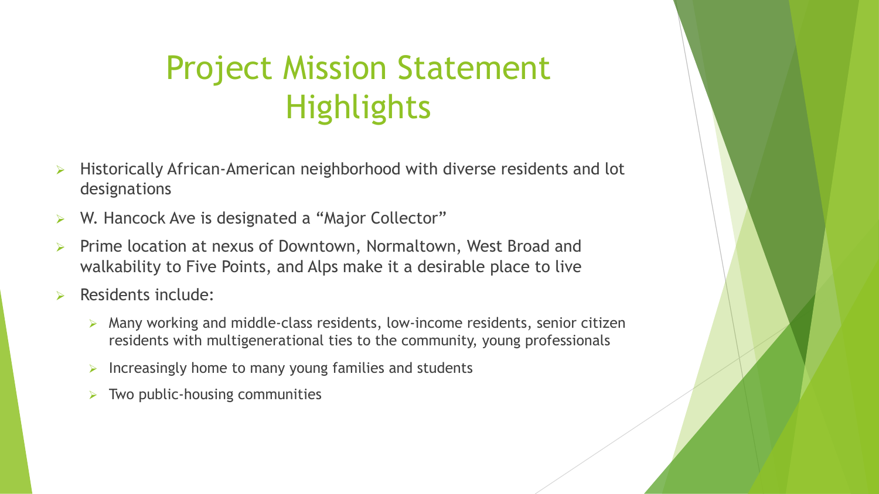# Project Mission Statement Highlights

- Historically African-American neighborhood with diverse residents and lot designations
- W. Hancock Ave is designated a "Major Collector"
- Prime location at nexus of Downtown, Normaltown, West Broad and walkability to Five Points, and Alps make it a desirable place to live
- Residents include:
  - Many working and middle-class residents, low-income residents, senior citizen residents with multigenerational ties to the community, young professionals
  - Increasingly home to many young families and students
  - Two public-housing communities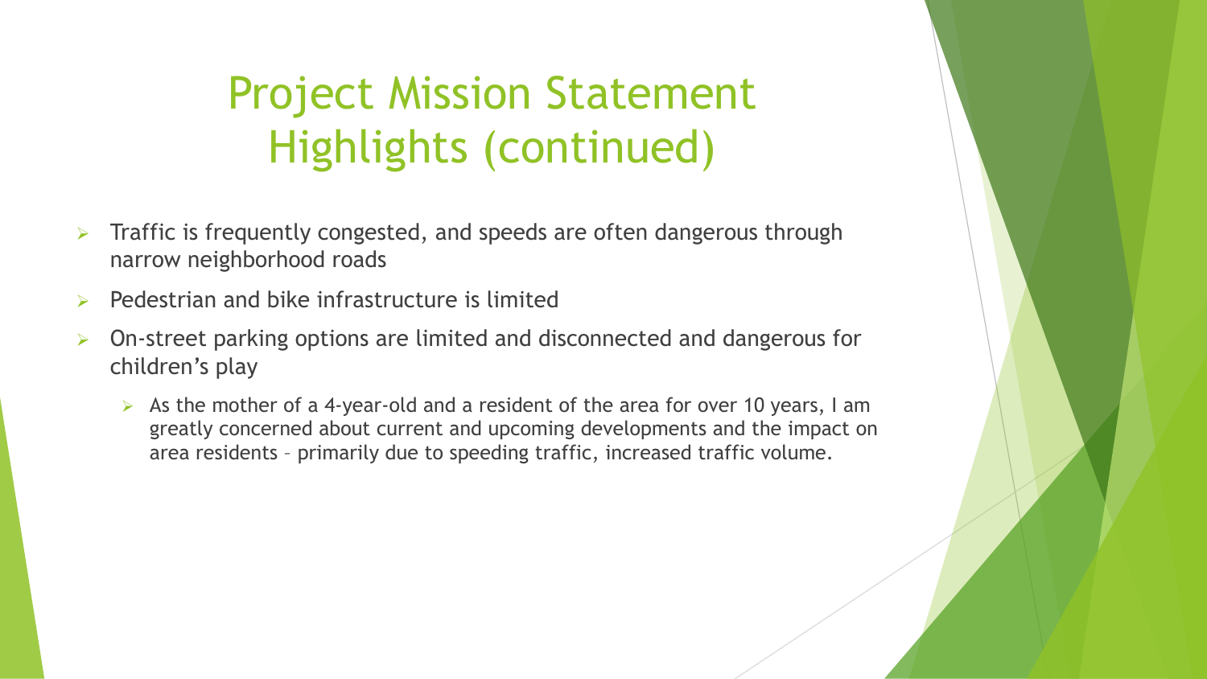# Project Mission Statement Highlights (continued)

- Traffic is frequently congested, and speeds are often dangerous through narrow neighborhood roads
- Pedestrian and bike infrastructure is limited
- On-street parking options are limited and disconnected and dangerous for children's play
  - As the mother of a 4-year-old and a resident of the area for over 10 years, I am greatly concerned about current and upcoming developments and the impact on area residents – primarily due to speeding traffic, increased traffic volume.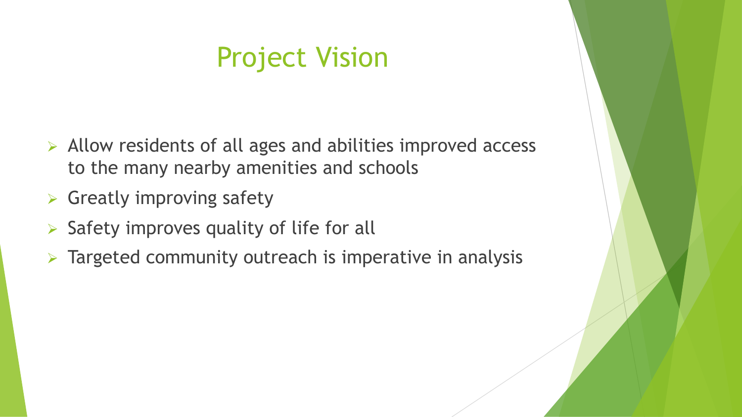# Project Vision

- Allow residents of all ages and abilities improved access to the many nearby amenities and schools
- Greatly improving safety
- Safety improves quality of life for all
- Targeted community outreach is imperative in analysis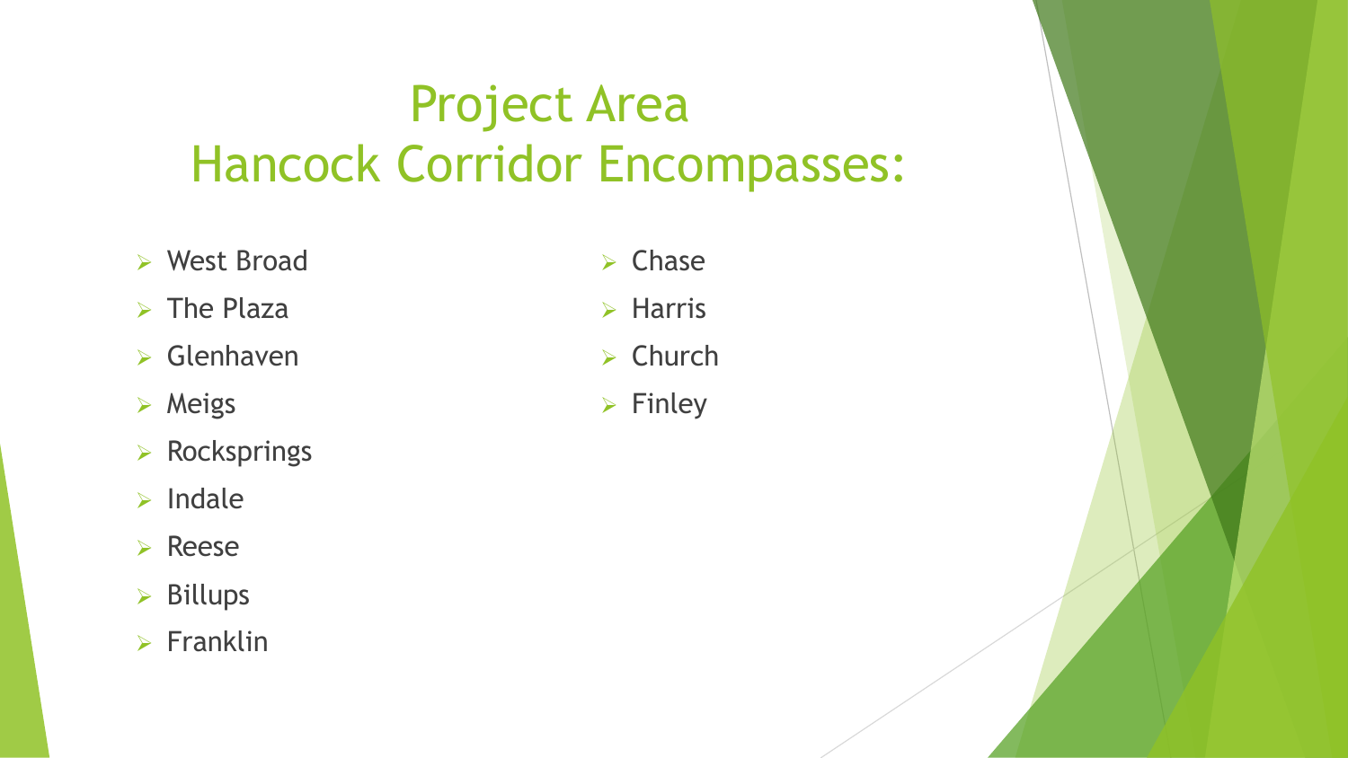# Project Area
# Hancock Corridor Encompasses:

- West Broad
- The Plaza
- Glenhaven
- Meigs
- Rocksprings
- Indale
- Reese
- Billups
- Franklin
- Chase
- Harris
- Church
- Finley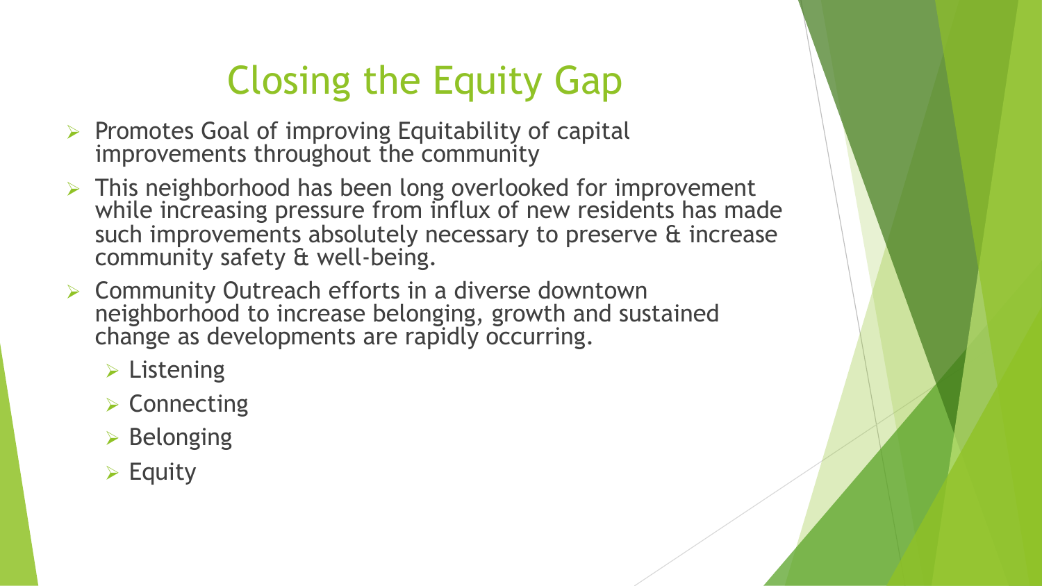# Closing the Equity Gap

- Promotes Goal of improving Equitability of capital improvements throughout the community
- This neighborhood has been long overlooked for improvement while increasing pressure from influx of new residents has made such improvements absolutely necessary to preserve & increase community safety & well-being.
- Community Outreach efforts in a diverse downtown neighborhood to increase belonging, growth and sustained change as developments are rapidly occurring.
  - Listening
  - Connecting
  - Belonging
  - Equity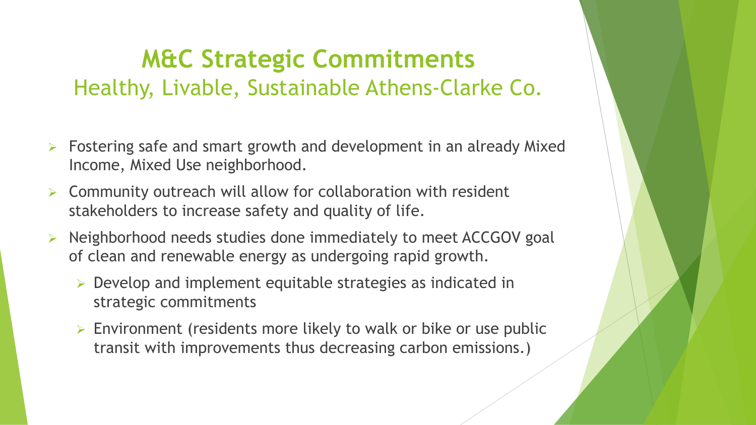# M&C Strategic Commitments

## Healthy, Livable, Sustainable Athens-Clarke Co.

- Fostering safe and smart growth and development in an already Mixed Income, Mixed Use neighborhood.
- Community outreach will allow for collaboration with resident stakeholders to increase safety and quality of life.
- Neighborhood needs studies done immediately to meet ACCGOV goal of clean and renewable energy as undergoing rapid growth.
  - Develop and implement equitable strategies as indicated in strategic commitments
  - Environment (residents more likely to walk or bike or use public transit with improvements thus decreasing carbon emissions.)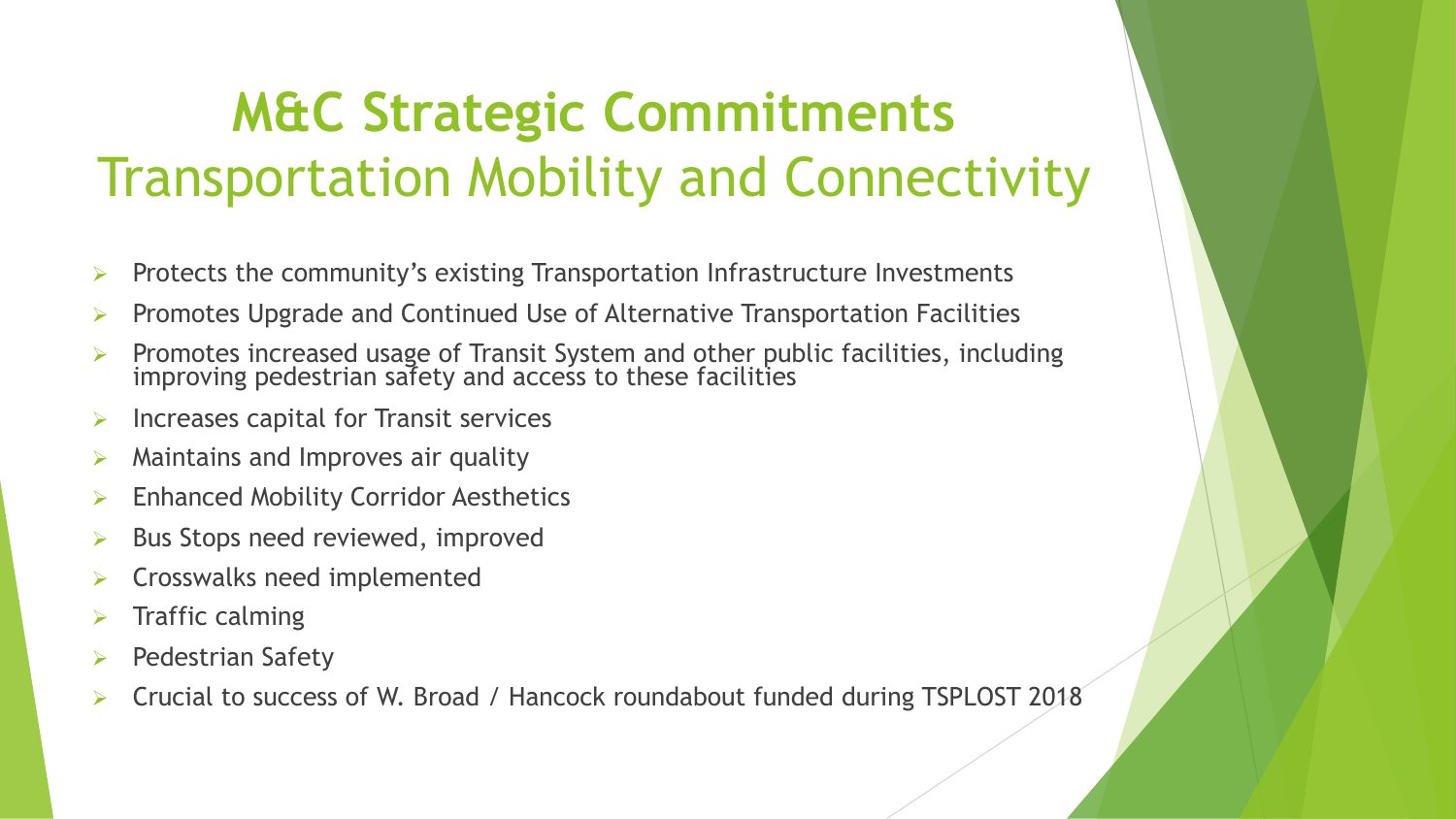# M&C Strategic Commitments

## Transportation Mobility and Connectivity

- Protects the community's existing Transportation Infrastructure Investments
- Promotes Upgrade and Continued Use of Alternative Transportation Facilities
- Promotes increased usage of Transit System and other public facilities, including improving pedestrian safety and access to these facilities
- Increases capital for Transit services
- Maintains and Improves air quality
- Enhanced Mobility Corridor Aesthetics
- Bus Stops need reviewed, improved
- Crosswalks need implemented
- Traffic calming
- Pedestrian Safety
- Crucial to success of W. Broad / Hancock roundabout funded during TSPLOST 2018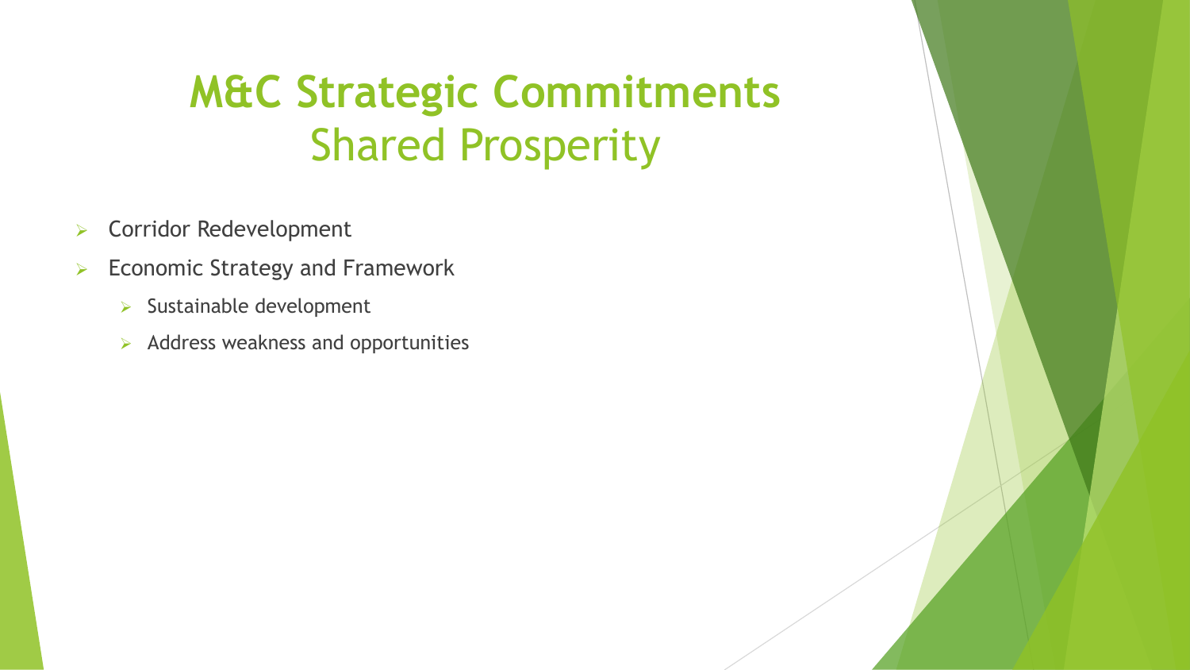# M&C Strategic Commitments
## Shared Prosperity

- Corridor Redevelopment
- Economic Strategy and Framework
  - Sustainable development
  - Address weakness and opportunities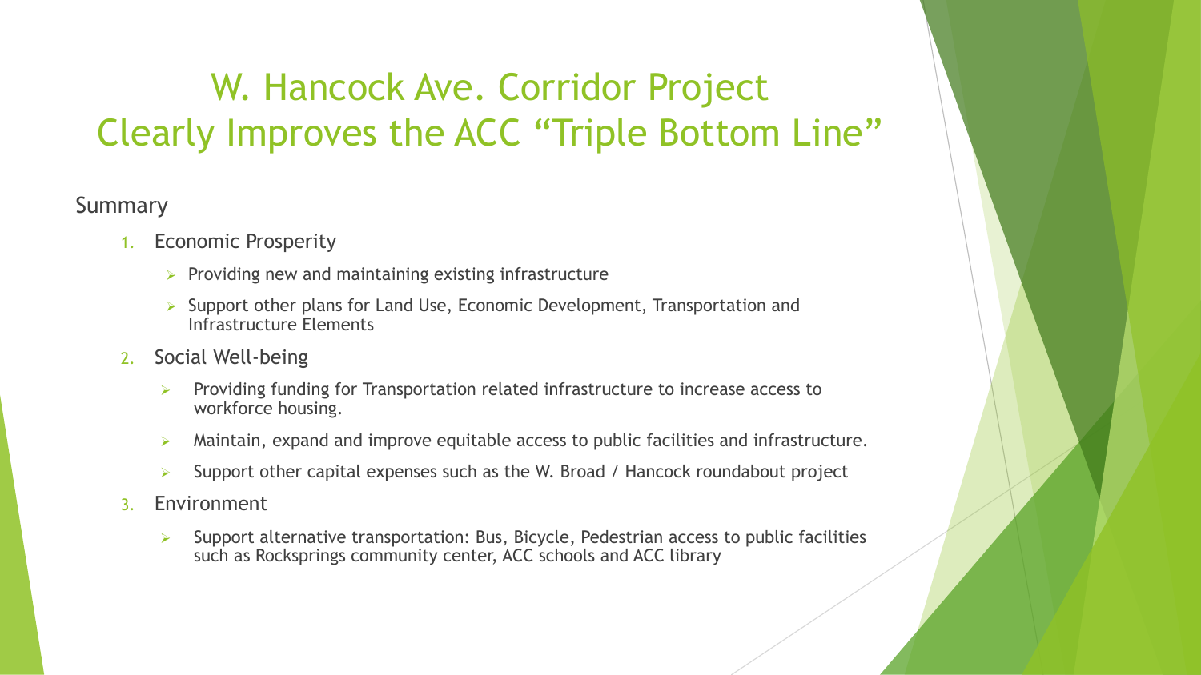# W. Hancock Ave. Corridor Project Clearly Improves the ACC "Triple Bottom Line"

Summary

1. Economic Prosperity
   - Providing new and maintaining existing infrastructure
   - Support other plans for Land Use, Economic Development, Transportation and Infrastructure Elements
2. Social Well-being
   - Providing funding for Transportation related infrastructure to increase access to workforce housing.
   - Maintain, expand and improve equitable access to public facilities and infrastructure.
   - Support other capital expenses such as the W. Broad / Hancock roundabout project
3. Environment
   - Support alternative transportation: Bus, Bicycle, Pedestrian access to public facilities such as Rocksprings community center, ACC schools and ACC library